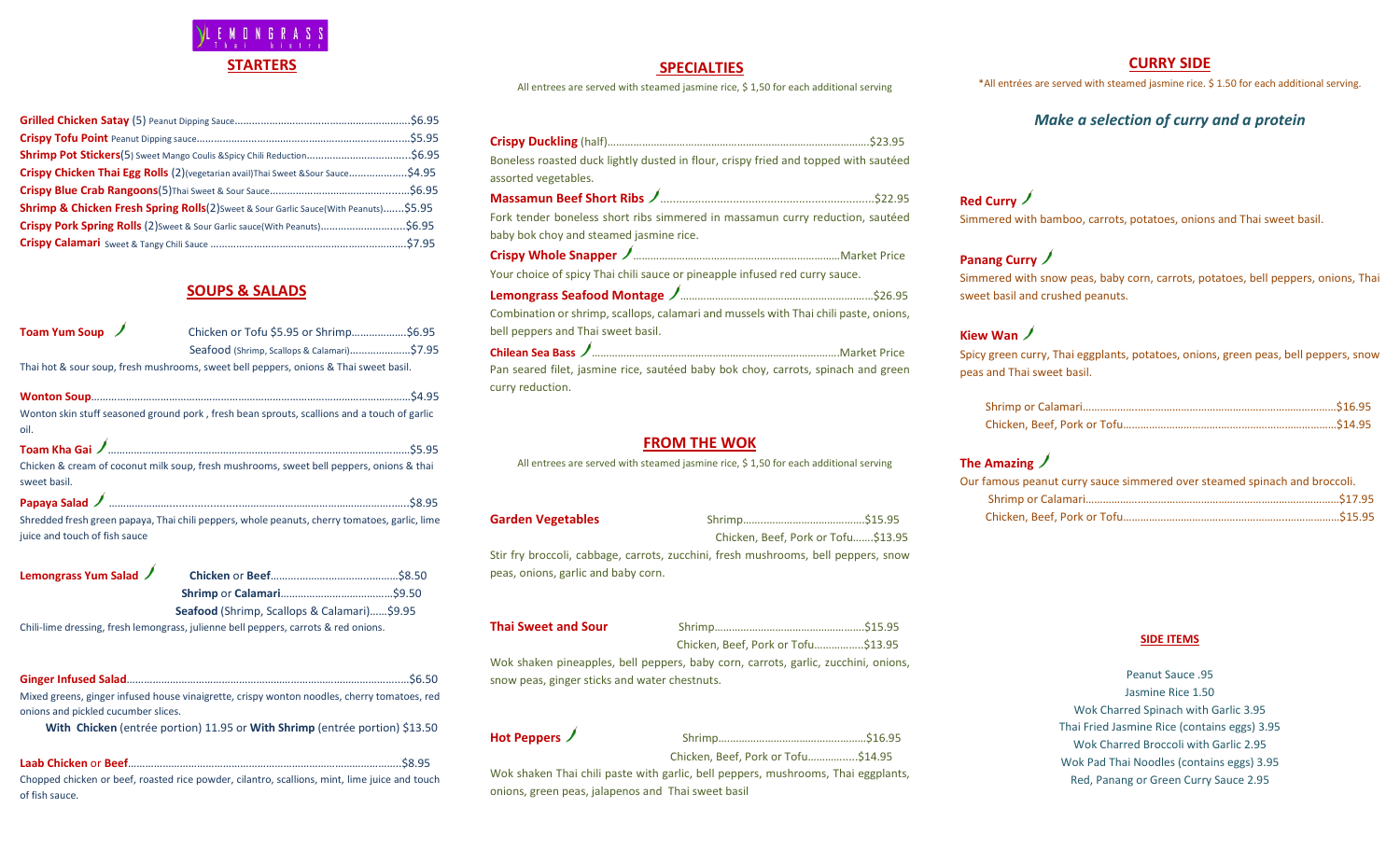LEMONGRASS Thai bistro

## STARTERS

**Grilled Chicken Satay** (5) Peanut Dipping Sauce....$6.95
**Crispy Tofu Point** Peanut Dipping sauce....$5.95
**Shrimp Pot Stickers**(5) Sweet Mango Coulis &Spicy Chili Reduction....$6.95
**Crispy Chicken Thai Egg Rolls** (2)(vegetarian avail)Thai Sweet &Sour Sauce....$4.95
**Crispy Blue Crab Rangoons**(5)Thai Sweet & Sour Sauce....$6.95
**Shrimp & Chicken Fresh Spring Rolls**(2)Sweet & Sour Garlic Sauce(With Peanuts)....$5.95
**Crispy Pork Spring Rolls** (2)Sweet & Sour Garlic sauce(With Peanuts)....$6.95
**Crispy Calamari** Sweet & Tangy Chili Sauce....$7.95

## SOUPS & SALADS

**Toam Yum Soup** Chicken or Tofu $5.95 or Shrimp....$6.95
Seafood (Shrimp, Scallops & Calamari)....$7.95
Thai hot & sour soup, fresh mushrooms, sweet bell peppers, onions & Thai sweet basil.

**Wonton Soup**....$4.95
Wonton skin stuff seasoned ground pork , fresh bean sprouts, scallions and a touch of garlic oil.

**Toam Kha Gai**....$5.95
Chicken & cream of coconut milk soup, fresh mushrooms, sweet bell peppers, onions & thai sweet basil.

**Papaya Salad**....$8.95
Shredded fresh green papaya, Thai chili peppers, whole peanuts, cherry tomatoes, garlic, lime juice and touch of fish sauce

**Lemongrass Yum Salad** **Chicken** or **Beef**....$8.50
**Shrimp** or **Calamari**....$9.50
**Seafood** (Shrimp, Scallops & Calamari)....$9.95
Chili-lime dressing, fresh lemongrass, julienne bell peppers, carrots & red onions.

**Ginger Infused Salad**....$6.50
Mixed greens, ginger infused house vinaigrette, crispy wonton noodles, cherry tomatoes, red onions and pickled cucumber slices.
**With Chicken** (entrée portion) 11.95 or **With Shrimp** (entrée portion) $13.50

**Laab Chicken** or **Beef**....$8.95
Chopped chicken or beef, roasted rice powder, cilantro, scallions, mint, lime juice and touch of fish sauce.

## SPECIALTIES

All entrees are served with steamed jasmine rice, $ 1,50 for each additional serving

**Crispy Duckling** (half)....$23.95
Boneless roasted duck lightly dusted in flour, crispy fried and topped with sautéed assorted vegetables.

**Massamun Beef Short Ribs**....$22.95
Fork tender boneless short ribs simmered in massamun curry reduction, sautéed baby bok choy and steamed jasmine rice.

**Crispy Whole Snapper**....Market Price
Your choice of spicy Thai chili sauce or pineapple infused red curry sauce.

**Lemongrass Seafood Montage**....$26.95
Combination or shrimp, scallops, calamari and mussels with Thai chili paste, onions, bell peppers and Thai sweet basil.

**Chilean Sea Bass**....Market Price
Pan seared filet, jasmine rice, sautéed baby bok choy, carrots, spinach and green curry reduction.

## FROM THE WOK

All entrees are served with steamed jasmine rice, $ 1,50 for each additional serving

**Garden Vegetables** Shrimp....$15.95
Chicken, Beef, Pork or Tofu....$13.95
Stir fry broccoli, cabbage, carrots, zucchini, fresh mushrooms, bell peppers, snow peas, onions, garlic and baby corn.

**Thai Sweet and Sour** Shrimp....$15.95
Chicken, Beef, Pork or Tofu....$13.95
Wok shaken pineapples, bell peppers, baby corn, carrots, garlic, zucchini, onions, snow peas, ginger sticks and water chestnuts.

**Hot Peppers** Shrimp....$16.95
Chicken, Beef, Pork or Tofu....$14.95
Wok shaken Thai chili paste with garlic, bell peppers, mushrooms, Thai eggplants, onions, green peas, jalapenos and Thai sweet basil

## CURRY SIDE

*All entrées are served with steamed jasmine rice. $ 1.50 for each additional serving.

### *Make a selection of curry and a protein*

**Red Curry**
Simmered with bamboo, carrots, potatoes, onions and Thai sweet basil.

**Panang Curry**
Simmered with snow peas, baby corn, carrots, potatoes, bell peppers, onions, Thai sweet basil and crushed peanuts.

**Kiew Wan**
Spicy green curry, Thai eggplants, potatoes, onions, green peas, bell peppers, snow peas and Thai sweet basil.

Shrimp or Calamari....$16.95
Chicken, Beef, Pork or Tofu....$14.95

**The Amazing**
Our famous peanut curry sauce simmered over steamed spinach and broccoli.
Shrimp or Calamari....$17.95
Chicken, Beef, Pork or Tofu....$15.95

### SIDE ITEMS

Peanut Sauce .95
Jasmine Rice 1.50
Wok Charred Spinach with Garlic 3.95
Thai Fried Jasmine Rice (contains eggs) 3.95
Wok Charred Broccoli with Garlic 2.95
Wok Pad Thai Noodles (contains eggs) 3.95
Red, Panang or Green Curry Sauce 2.95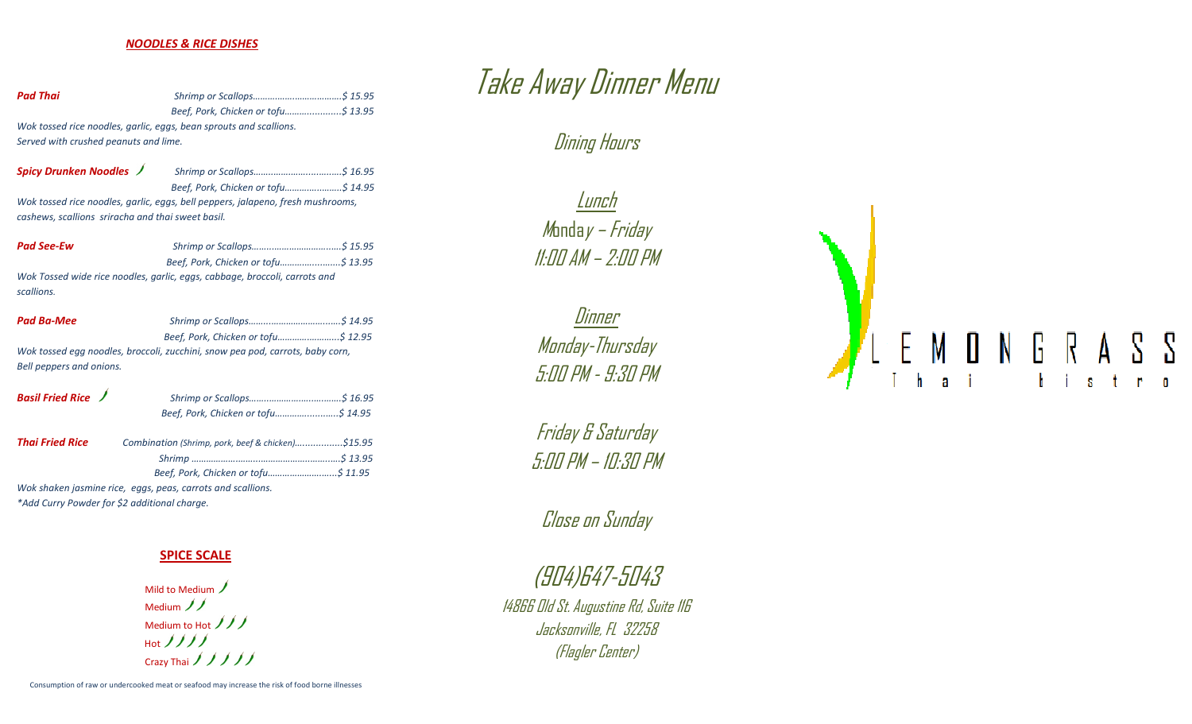## NOODLES & RICE DISHES

**Pad Thai**

*Shrimp or Scallops.....................................$ 15.95*
*Beef, Pork, Chicken or tofu......................$ 13.95*

*Wok tossed rice noodles, garlic, eggs, bean sprouts and scallions. Served with crushed peanuts and lime.*

**Spicy Drunken Noodles** 🌶

*Shrimp or Scallops.....................................$ 16.95*
*Beef, Pork, Chicken or tofu......................$ 14.95*

*Wok tossed rice noodles, garlic, eggs, bell peppers, jalapeno, fresh mushrooms, cashews, scallions sriracha and thai sweet basil.*

**Pad See-Ew**

*Shrimp or Scallops.....................................$ 15.95*
*Beef, Pork, Chicken or tofu......................$ 13.95*

*Wok Tossed wide rice noodles, garlic, eggs, cabbage, broccoli, carrots and scallions.*

**Pad Ba-Mee**

*Shrimp or Scallops.....................................$ 14.95*
*Beef, Pork, Chicken or tofu......................$ 12.95*

*Wok tossed egg noodles, broccoli, zucchini, snow pea pod, carrots, baby corn, Bell peppers and onions.*

**Basil Fried Rice** 🌶

*Shrimp or Scallops.....................................$ 16.95*
*Beef, Pork, Chicken or tofu......................$ 14.95*

**Thai Fried Rice**

*Combination (Shrimp, pork, beef & chicken)..................$15.95*
*Shrimp ............................................................$ 13.95*
*Beef, Pork, Chicken or tofu............................$ 11.95*

*Wok shaken jasmine rice, eggs, peas, carrots and scallions.*
*\*Add Curry Powder for $2 additional charge.*

## SPICE SCALE

Mild to Medium 🌶
Medium 🌶🌶
Medium to Hot 🌶🌶🌶
Hot 🌶🌶🌶🌶
Crazy Thai 🌶🌶🌶🌶🌶

Consumption of raw or undercooked meat or seafood may increase the risk of food borne illnesses

# Take Away Dinner Menu

## Dining Hours

**Lunch**
Monday – Friday
11:00 AM – 2:00 PM

**Dinner**
Monday-Thursday
5:00 PM - 9:30 PM

Friday & Saturday
5:00 PM – 10:30 PM

Close on Sunday

(904)647-5043
14866 Old St. Augustine Rd, Suite 116
Jacksonville, FL 32258
(Flagler Center)

LEMONGRASS
Thai bistro